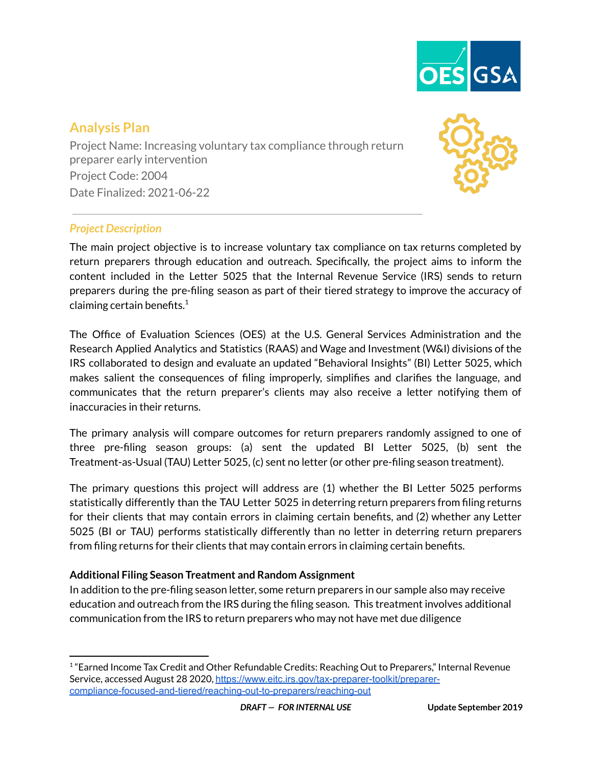# Analysis Plan

Project Name: Increasing voluntary tax compliance through return preparer early intervention

Project Code: 2004

Date Finalized: 2021-06-22

---

## *Project Description*

The main project objective is to increase voluntary tax compliance on tax returns completed by return preparers through education and outreach. Specifically, the project aims to inform the content included in the Letter 5025 that the Internal Revenue Service (IRS) sends to return preparers during the pre-filing season as part of their tiered strategy to improve the accuracy of claiming certain benefits.[1]

The Office of Evaluation Sciences (OES) at the U.S. General Services Administration and the Research Applied Analytics and Statistics (RAAS) and Wage and Investment (W&I) divisions of the IRS collaborated to design and evaluate an updated "Behavioral Insights" (BI) Letter 5025, which makes salient the consequences of filing improperly, simplifies and clarifies the language, and communicates that the return preparer's clients may also receive a letter notifying them of inaccuracies in their returns.

The primary analysis will compare outcomes for return preparers randomly assigned to one of three pre-filing season groups: (a) sent the updated BI Letter 5025, (b) sent the Treatment-as-Usual (TAU) Letter 5025, (c) sent no letter (or other pre-filing season treatment).

The primary questions this project will address are (1) whether the BI Letter 5025 performs statistically differently than the TAU Letter 5025 in deterring return preparers from filing returns for their clients that may contain errors in claiming certain benefits, and (2) whether any Letter 5025 (BI or TAU) performs statistically differently than no letter in deterring return preparers from filing returns for their clients that may contain errors in claiming certain benefits.

**Additional Filing Season Treatment and Random Assignment**

In addition to the pre-filing season letter, some return preparers in our sample also may receive education and outreach from the IRS during the filing season. This treatment involves additional communication from the IRS to return preparers who may not have met due diligence

---

[1] "Earned Income Tax Credit and Other Refundable Credits: Reaching Out to Preparers," Internal Revenue Service, accessed August 28 2020, https://www.eitc.irs.gov/tax-preparer-toolkit/preparer-compliance-focused-and-tiered/reaching-out-to-preparers/reaching-out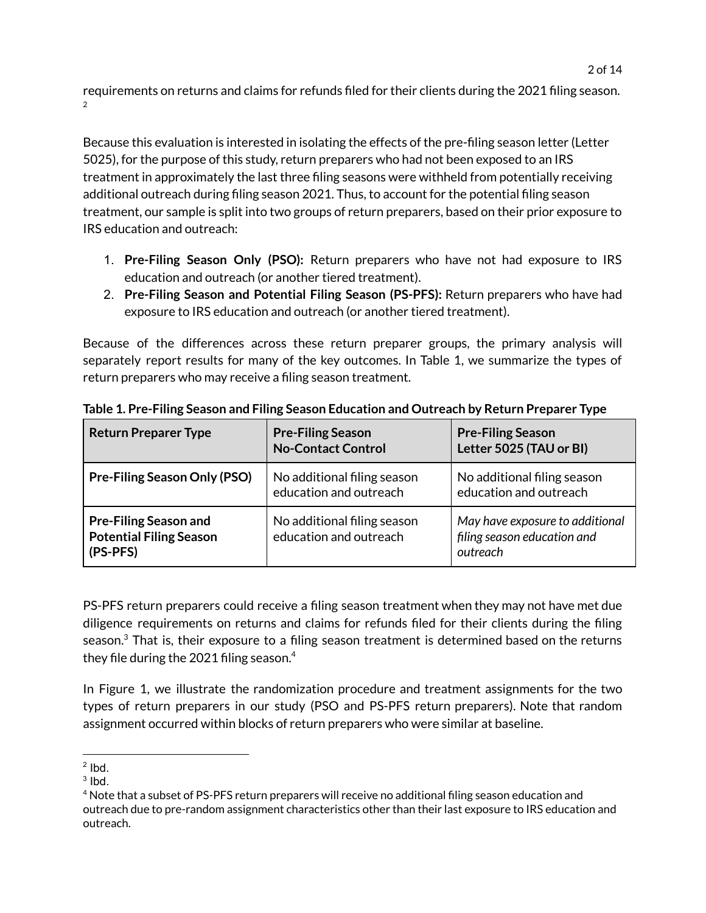requirements on returns and claims for refunds filed for their clients during the 2021 filing season.[2]

Because this evaluation is interested in isolating the effects of the pre-filing season letter (Letter 5025), for the purpose of this study, return preparers who had not been exposed to an IRS treatment in approximately the last three filing seasons were withheld from potentially receiving additional outreach during filing season 2021. Thus, to account for the potential filing season treatment, our sample is split into two groups of return preparers, based on their prior exposure to IRS education and outreach:

1. **Pre-Filing Season Only (PSO):** Return preparers who have not had exposure to IRS education and outreach (or another tiered treatment).
2. **Pre-Filing Season and Potential Filing Season (PS-PFS):** Return preparers who have had exposure to IRS education and outreach (or another tiered treatment).

Because of the differences across these return preparer groups, the primary analysis will separately report results for many of the key outcomes. In Table 1, we summarize the types of return preparers who may receive a filing season treatment.

**Table 1. Pre-Filing Season and Filing Season Education and Outreach by Return Preparer Type**

| Return Preparer Type | Pre-Filing Season No-Contact Control | Pre-Filing Season Letter 5025 (TAU or BI) |
|---|---|---|
| **Pre-Filing Season Only (PSO)** | No additional filing season education and outreach | No additional filing season education and outreach |
| **Pre-Filing Season and Potential Filing Season (PS-PFS)** | No additional filing season education and outreach | *May have exposure to additional filing season education and outreach* |

PS-PFS return preparers could receive a filing season treatment when they may not have met due diligence requirements on returns and claims for refunds filed for their clients during the filing season.[3] That is, their exposure to a filing season treatment is determined based on the returns they file during the 2021 filing season.[4]

In Figure 1, we illustrate the randomization procedure and treatment assignments for the two types of return preparers in our study (PSO and PS-PFS return preparers). Note that random assignment occurred within blocks of return preparers who were similar at baseline.

[2] Ibd.
[3] Ibd.
[4] Note that a subset of PS-PFS return preparers will receive no additional filing season education and outreach due to pre-random assignment characteristics other than their last exposure to IRS education and outreach.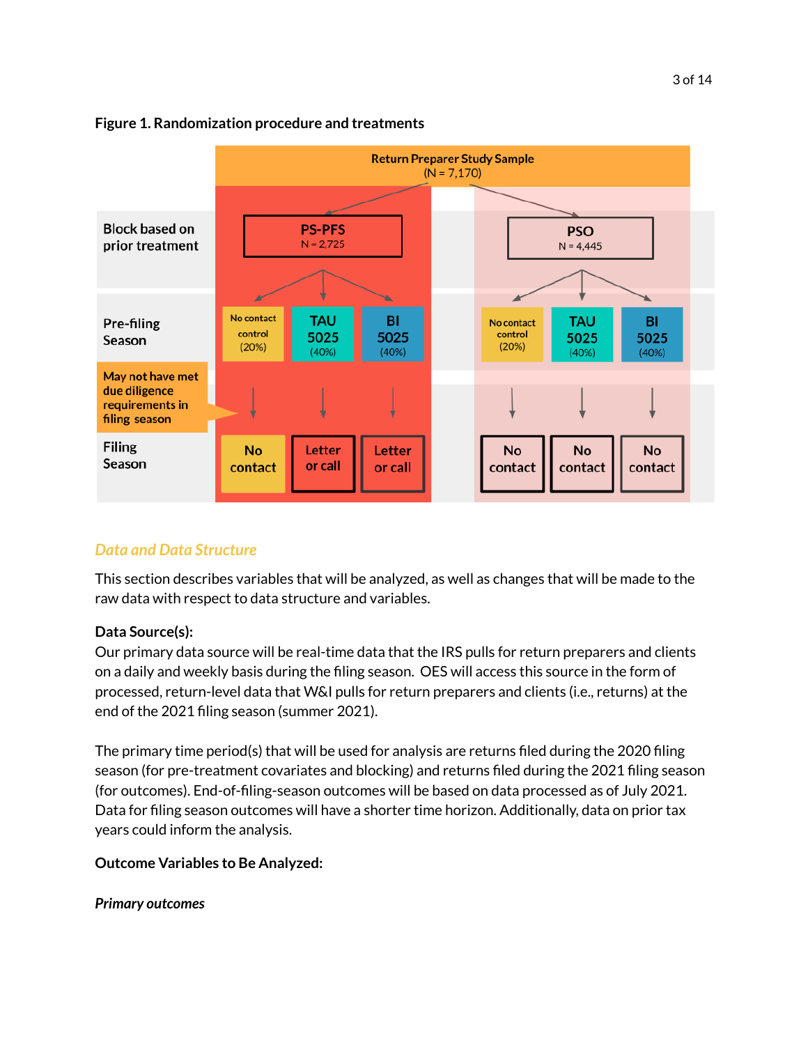**Figure 1. Randomization procedure and treatments**

Return Preparer Study Sample
(N = 7,170)

| | PS-PFS (N = 2,725) | | | PSO (N = 4,445) | | |
|---|---|---|---|---|---|---|
| Block based on prior treatment | PS-PFS N = 2,725 | | | PSO N = 4,445 | | |
| Pre-filing Season | No contact control (20%) | TAU 5025 (40%) | BI 5025 (40%) | No contact control (20%) | TAU 5025 (40%) | BI 5025 (40%) |
| May not have met due diligence requirements in filing season | | | | | | |
| Filing Season | No contact | Letter or call | Letter or call | No contact | No contact | No contact |

## Data and Data Structure

This section describes variables that will be analyzed, as well as changes that will be made to the raw data with respect to data structure and variables.

**Data Source(s):**

Our primary data source will be real-time data that the IRS pulls for return preparers and clients on a daily and weekly basis during the filing season. OES will access this source in the form of processed, return-level data that W&I pulls for return preparers and clients (i.e., returns) at the end of the 2021 filing season (summer 2021).

The primary time period(s) that will be used for analysis are returns filed during the 2020 filing season (for pre-treatment covariates and blocking) and returns filed during the 2021 filing season (for outcomes). End-of-filing-season outcomes will be based on data processed as of July 2021. Data for filing season outcomes will have a shorter time horizon. Additionally, data on prior tax years could inform the analysis.

**Outcome Variables to Be Analyzed:**

***Primary outcomes***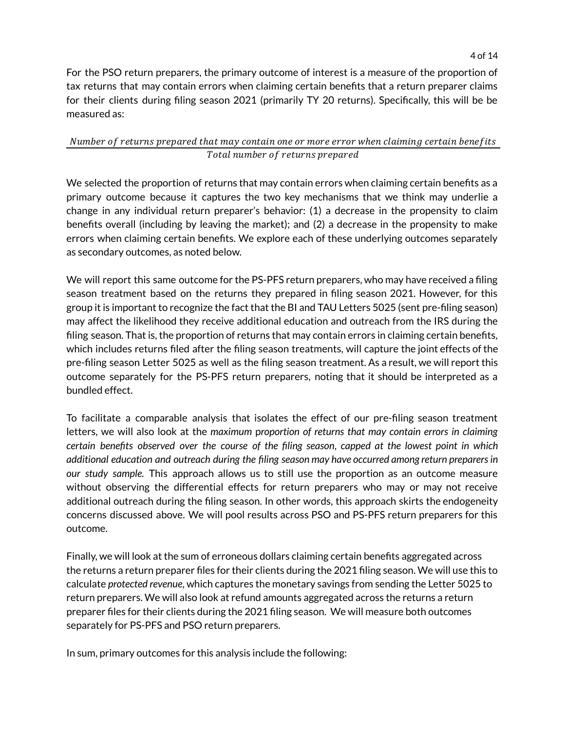For the PSO return preparers, the primary outcome of interest is a measure of the proportion of tax returns that may contain errors when claiming certain benefits that a return preparer claims for their clients during filing season 2021 (primarily TY 20 returns). Specifically, this will be be measured as:

$$\frac{Number\ of\ returns\ prepared\ that\ may\ contain\ one\ or\ more\ error\ when\ claiming\ certain\ benefits}{Total\ number\ of\ returns\ prepared}$$

We selected the proportion of returns that may contain errors when claiming certain benefits as a primary outcome because it captures the two key mechanisms that we think may underlie a change in any individual return preparer's behavior: (1) a decrease in the propensity to claim benefits overall (including by leaving the market); and (2) a decrease in the propensity to make errors when claiming certain benefits. We explore each of these underlying outcomes separately as secondary outcomes, as noted below.

We will report this same outcome for the PS-PFS return preparers, who may have received a filing season treatment based on the returns they prepared in filing season 2021. However, for this group it is important to recognize the fact that the BI and TAU Letters 5025 (sent pre-filing season) may affect the likelihood they receive additional education and outreach from the IRS during the filing season. That is, the proportion of returns that may contain errors in claiming certain benefits, which includes returns filed after the filing season treatments, will capture the joint effects of the pre-filing season Letter 5025 as well as the filing season treatment. As a result, we will report this outcome separately for the PS-PFS return preparers, noting that it should be interpreted as a bundled effect.

To facilitate a comparable analysis that isolates the effect of our pre-filing season treatment letters, we will also look at the *maximum proportion of returns that may contain errors in claiming certain benefits observed over the course of the filing season, capped at the lowest point in which additional education and outreach during the filing season may have occurred among return preparers in our study sample.* This approach allows us to still use the proportion as an outcome measure without observing the differential effects for return preparers who may or may not receive additional outreach during the filing season. In other words, this approach skirts the endogeneity concerns discussed above. We will pool results across PSO and PS-PFS return preparers for this outcome.

Finally, we will look at the sum of erroneous dollars claiming certain benefits aggregated across the returns a return preparer files for their clients during the 2021 filing season. We will use this to calculate *protected revenue*, which captures the monetary savings from sending the Letter 5025 to return preparers. We will also look at refund amounts aggregated across the returns a return preparer files for their clients during the 2021 filing season. We will measure both outcomes separately for PS-PFS and PSO return preparers.

In sum, primary outcomes for this analysis include the following: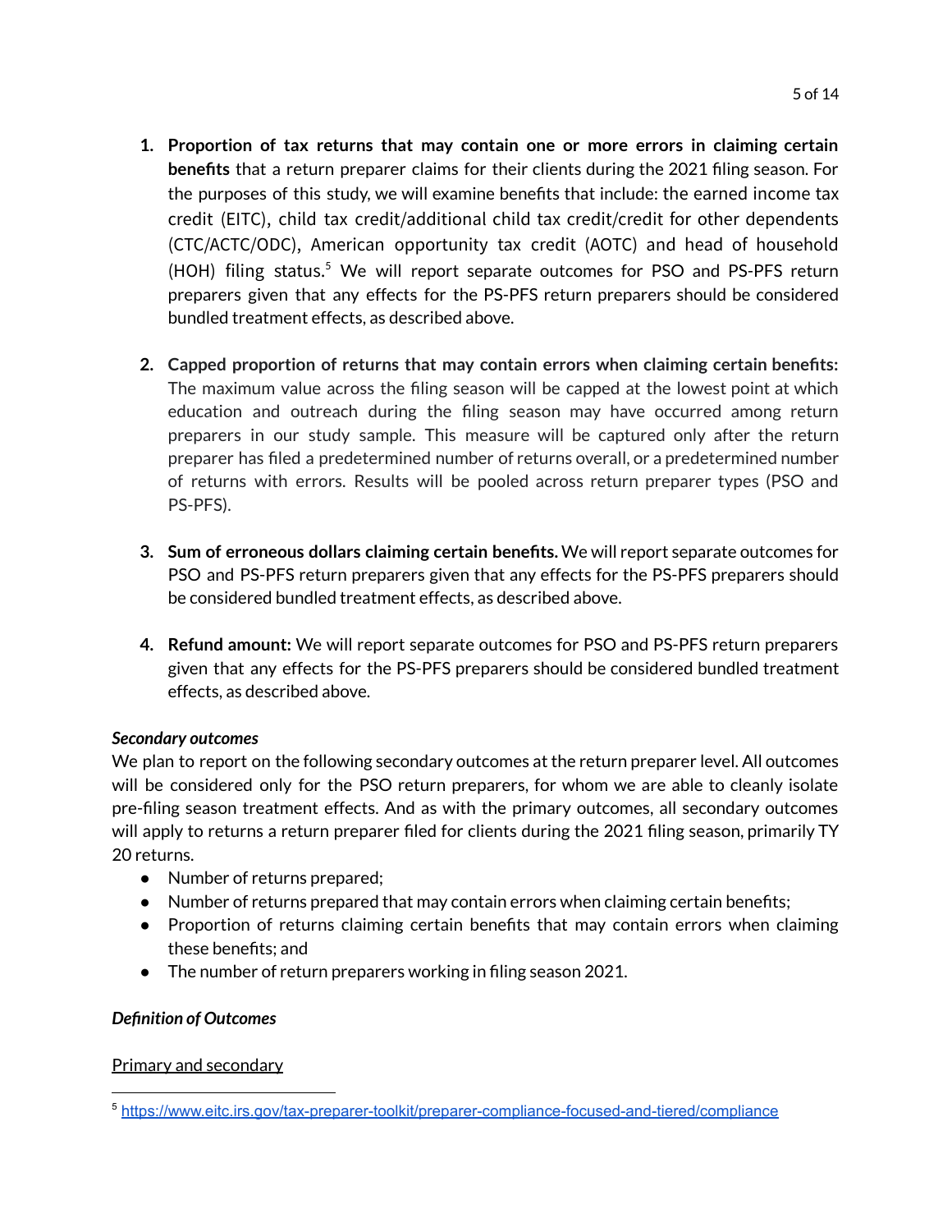1. **Proportion of tax returns that may contain one or more errors in claiming certain benefits** that a return preparer claims for their clients during the 2021 filing season. For the purposes of this study, we will examine benefits that include: the earned income tax credit (EITC), child tax credit/additional child tax credit/credit for other dependents (CTC/ACTC/ODC), American opportunity tax credit (AOTC) and head of household (HOH) filing status.[5] We will report separate outcomes for PSO and PS-PFS return preparers given that any effects for the PS-PFS return preparers should be considered bundled treatment effects, as described above.

2. **Capped proportion of returns that may contain errors when claiming certain benefits:** The maximum value across the filing season will be capped at the lowest point at which education and outreach during the filing season may have occurred among return preparers in our study sample. This measure will be captured only after the return preparer has filed a predetermined number of returns overall, or a predetermined number of returns with errors. Results will be pooled across return preparer types (PSO and PS-PFS).

3. **Sum of erroneous dollars claiming certain benefits.** We will report separate outcomes for PSO and PS-PFS return preparers given that any effects for the PS-PFS preparers should be considered bundled treatment effects, as described above.

4. **Refund amount:** We will report separate outcomes for PSO and PS-PFS return preparers given that any effects for the PS-PFS preparers should be considered bundled treatment effects, as described above.

***Secondary outcomes***

We plan to report on the following secondary outcomes at the return preparer level. All outcomes will be considered only for the PSO return preparers, for whom we are able to cleanly isolate pre-filing season treatment effects. And as with the primary outcomes, all secondary outcomes will apply to returns a return preparer filed for clients during the 2021 filing season, primarily TY 20 returns.

- Number of returns prepared;
- Number of returns prepared that may contain errors when claiming certain benefits;
- Proportion of returns claiming certain benefits that may contain errors when claiming these benefits; and
- The number of return preparers working in filing season 2021.

***Definition of Outcomes***

<u>Primary and secondary</u>

[5] https://www.eitc.irs.gov/tax-preparer-toolkit/preparer-compliance-focused-and-tiered/compliance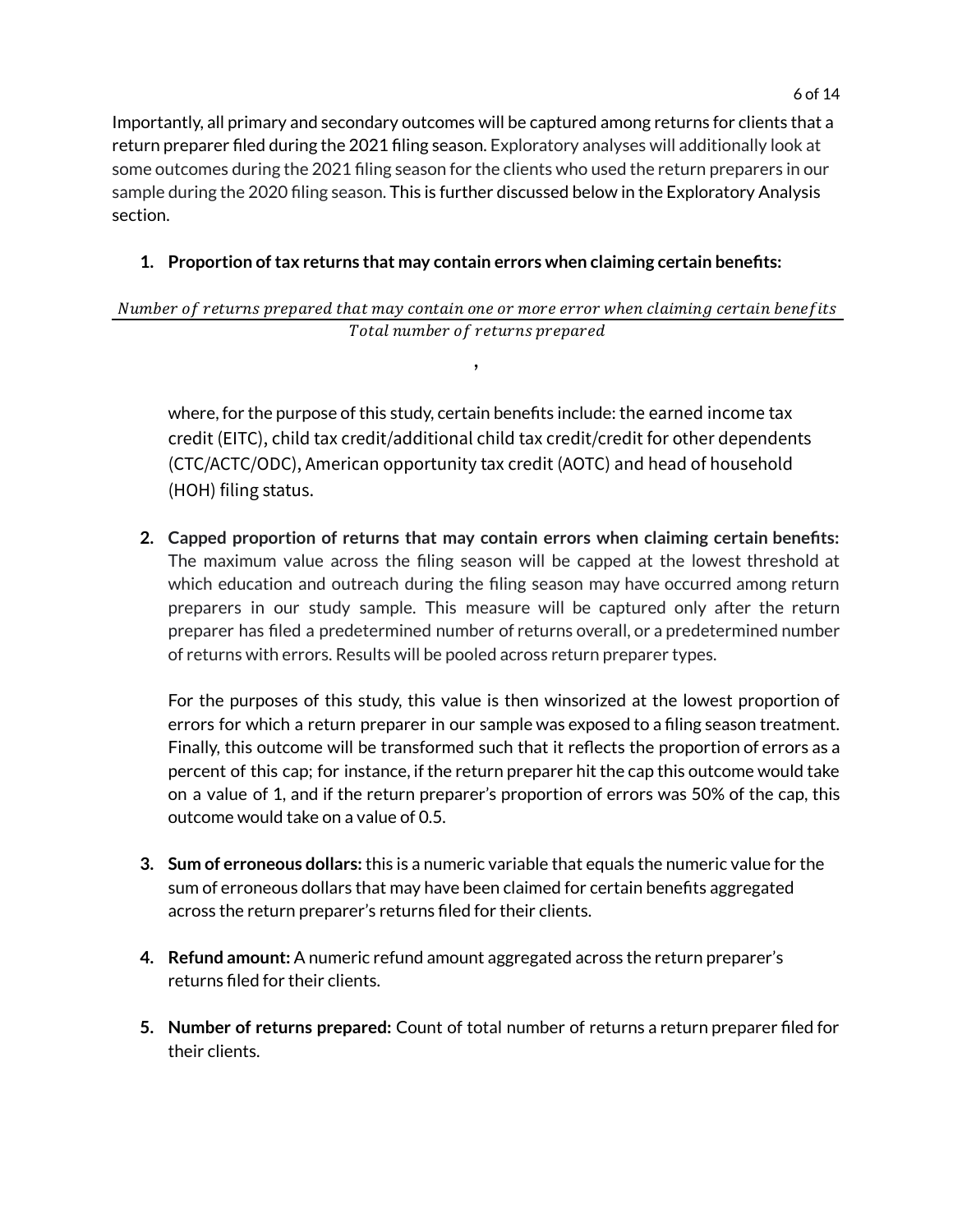Importantly, all primary and secondary outcomes will be captured among returns for clients that a return preparer filed during the 2021 filing season. Exploratory analyses will additionally look at some outcomes during the 2021 filing season for the clients who used the return preparers in our sample during the 2020 filing season. This is further discussed below in the Exploratory Analysis section.

1. **Proportion of tax returns that may contain errors when claiming certain benefits:**

$$\frac{Number\ of\ returns\ prepared\ that\ may\ contain\ one\ or\ more\ error\ when\ claiming\ certain\ benefits}{Total\ number\ of\ returns\ prepared},$$

   where, for the purpose of this study, certain benefits include: the earned income tax credit (EITC), child tax credit/additional child tax credit/credit for other dependents (CTC/ACTC/ODC), American opportunity tax credit (AOTC) and head of household (HOH) filing status.

2. **Capped proportion of returns that may contain errors when claiming certain benefits:** The maximum value across the filing season will be capped at the lowest threshold at which education and outreach during the filing season may have occurred among return preparers in our study sample. This measure will be captured only after the return preparer has filed a predetermined number of returns overall, or a predetermined number of returns with errors. Results will be pooled across return preparer types.

   For the purposes of this study, this value is then winsorized at the lowest proportion of errors for which a return preparer in our sample was exposed to a filing season treatment. Finally, this outcome will be transformed such that it reflects the proportion of errors as a percent of this cap; for instance, if the return preparer hit the cap this outcome would take on a value of 1, and if the return preparer's proportion of errors was 50% of the cap, this outcome would take on a value of 0.5.

3. **Sum of erroneous dollars:** this is a numeric variable that equals the numeric value for the sum of erroneous dollars that may have been claimed for certain benefits aggregated across the return preparer's returns filed for their clients.

4. **Refund amount:** A numeric refund amount aggregated across the return preparer's returns filed for their clients.

5. **Number of returns prepared:** Count of total number of returns a return preparer filed for their clients.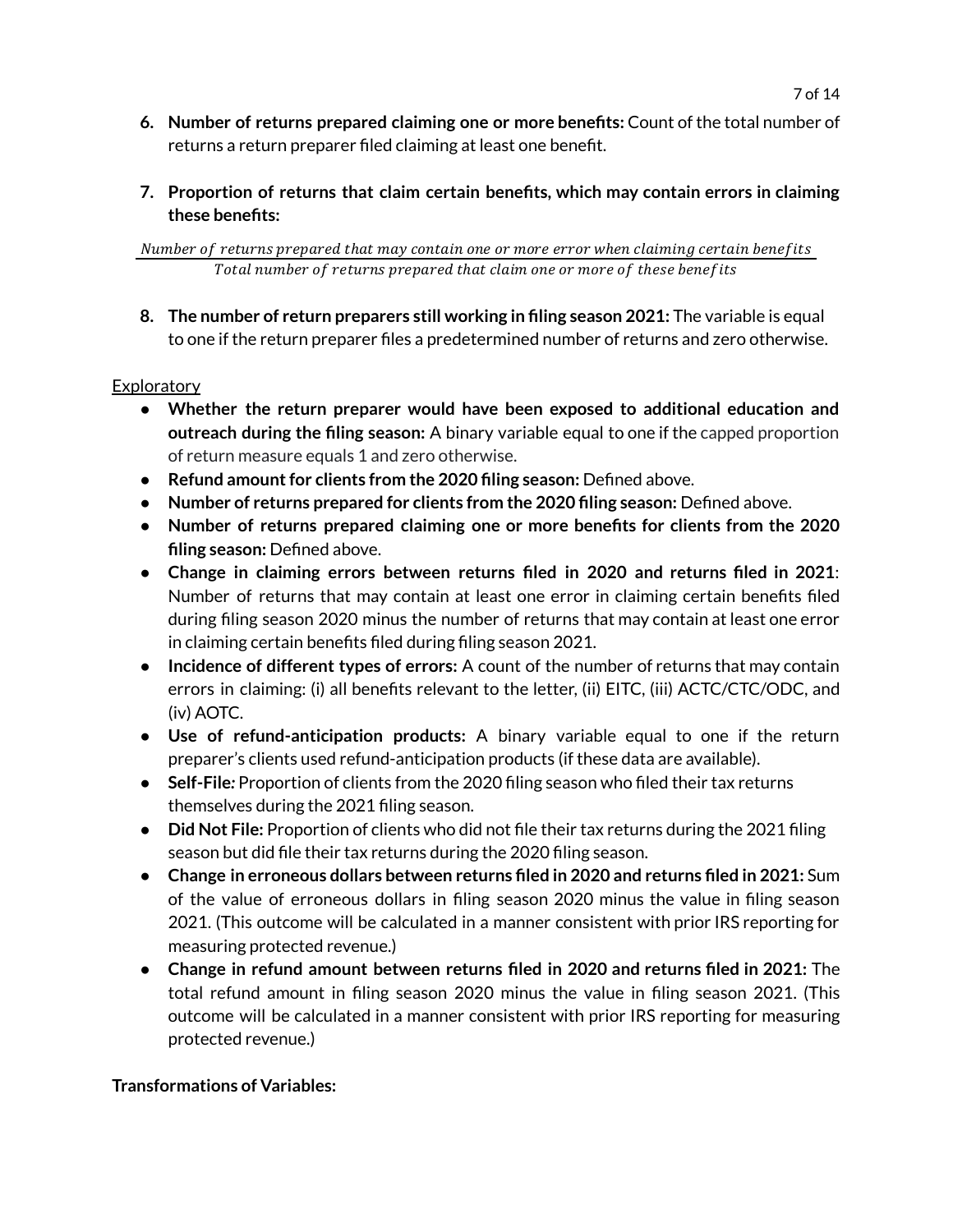6. **Number of returns prepared claiming one or more benefits:** Count of the total number of returns a return preparer filed claiming at least one benefit.

7. **Proportion of returns that claim certain benefits, which may contain errors in claiming these benefits:**

$$\frac{\textit{Number of returns prepared that may contain one or more error when claiming certain benefits}}{\textit{Total number of returns prepared that claim one or more of these benefits}}$$

8. **The number of return preparers still working in filing season 2021:** The variable is equal to one if the return preparer files a predetermined number of returns and zero otherwise.

Exploratory

- **Whether the return preparer would have been exposed to additional education and outreach during the filing season:** A binary variable equal to one if the capped proportion of return measure equals 1 and zero otherwise.
- **Refund amount for clients from the 2020 filing season:** Defined above.
- **Number of returns prepared for clients from the 2020 filing season:** Defined above.
- **Number of returns prepared claiming one or more benefits for clients from the 2020 filing season:** Defined above.
- **Change in claiming errors between returns filed in 2020 and returns filed in 2021**: Number of returns that may contain at least one error in claiming certain benefits filed during filing season 2020 minus the number of returns that may contain at least one error in claiming certain benefits filed during filing season 2021.
- **Incidence of different types of errors:** A count of the number of returns that may contain errors in claiming: (i) all benefits relevant to the letter, (ii) EITC, (iii) ACTC/CTC/ODC, and (iv) AOTC.
- **Use of refund-anticipation products:** A binary variable equal to one if the return preparer's clients used refund-anticipation products (if these data are available).
- **Self-File:** Proportion of clients from the 2020 filing season who filed their tax returns themselves during the 2021 filing season.
- **Did Not File:** Proportion of clients who did not file their tax returns during the 2021 filing season but did file their tax returns during the 2020 filing season.
- **Change in erroneous dollars between returns filed in 2020 and returns filed in 2021:** Sum of the value of erroneous dollars in filing season 2020 minus the value in filing season 2021. (This outcome will be calculated in a manner consistent with prior IRS reporting for measuring protected revenue.)
- **Change in refund amount between returns filed in 2020 and returns filed in 2021:** The total refund amount in filing season 2020 minus the value in filing season 2021. (This outcome will be calculated in a manner consistent with prior IRS reporting for measuring protected revenue.)

**Transformations of Variables:**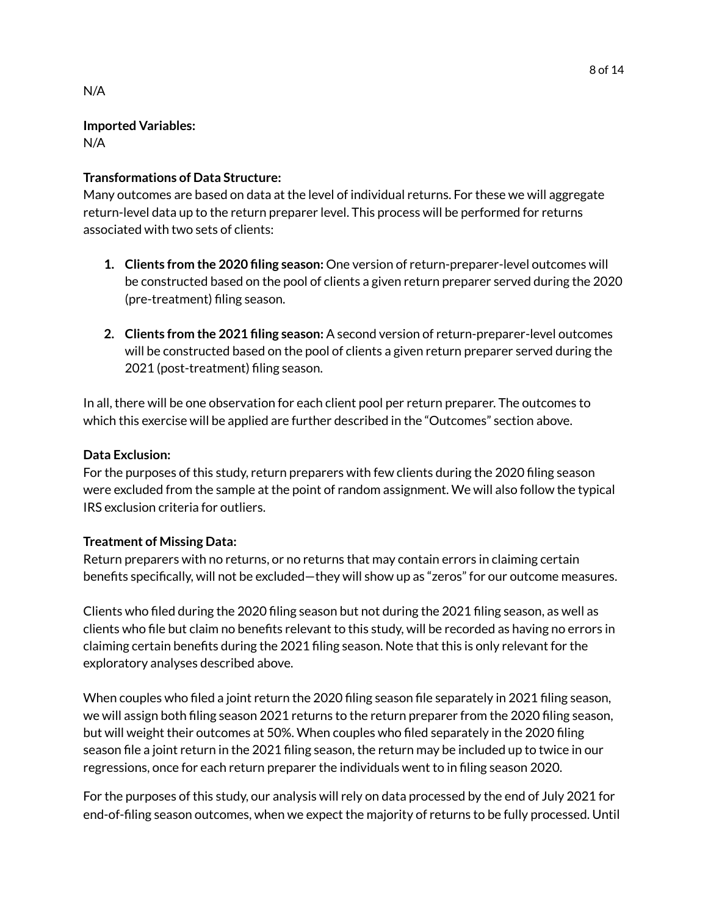N/A

**Imported Variables:**
N/A

**Transformations of Data Structure:**
Many outcomes are based on data at the level of individual returns. For these we will aggregate return-level data up to the return preparer level. This process will be performed for returns associated with two sets of clients:

1. **Clients from the 2020 filing season:** One version of return-preparer-level outcomes will be constructed based on the pool of clients a given return preparer served during the 2020 (pre-treatment) filing season.

2. **Clients from the 2021 filing season:** A second version of return-preparer-level outcomes will be constructed based on the pool of clients a given return preparer served during the 2021 (post-treatment) filing season.

In all, there will be one observation for each client pool per return preparer. The outcomes to which this exercise will be applied are further described in the "Outcomes" section above.

**Data Exclusion:**
For the purposes of this study, return preparers with few clients during the 2020 filing season were excluded from the sample at the point of random assignment. We will also follow the typical IRS exclusion criteria for outliers.

**Treatment of Missing Data:**
Return preparers with no returns, or no returns that may contain errors in claiming certain benefits specifically, will not be excluded—they will show up as "zeros" for our outcome measures.

Clients who filed during the 2020 filing season but not during the 2021 filing season, as well as clients who file but claim no benefits relevant to this study, will be recorded as having no errors in claiming certain benefits during the 2021 filing season. Note that this is only relevant for the exploratory analyses described above.

When couples who filed a joint return the 2020 filing season file separately in 2021 filing season, we will assign both filing season 2021 returns to the return preparer from the 2020 filing season, but will weight their outcomes at 50%. When couples who filed separately in the 2020 filing season file a joint return in the 2021 filing season, the return may be included up to twice in our regressions, once for each return preparer the individuals went to in filing season 2020.

For the purposes of this study, our analysis will rely on data processed by the end of July 2021 for end-of-filing season outcomes, when we expect the majority of returns to be fully processed. Until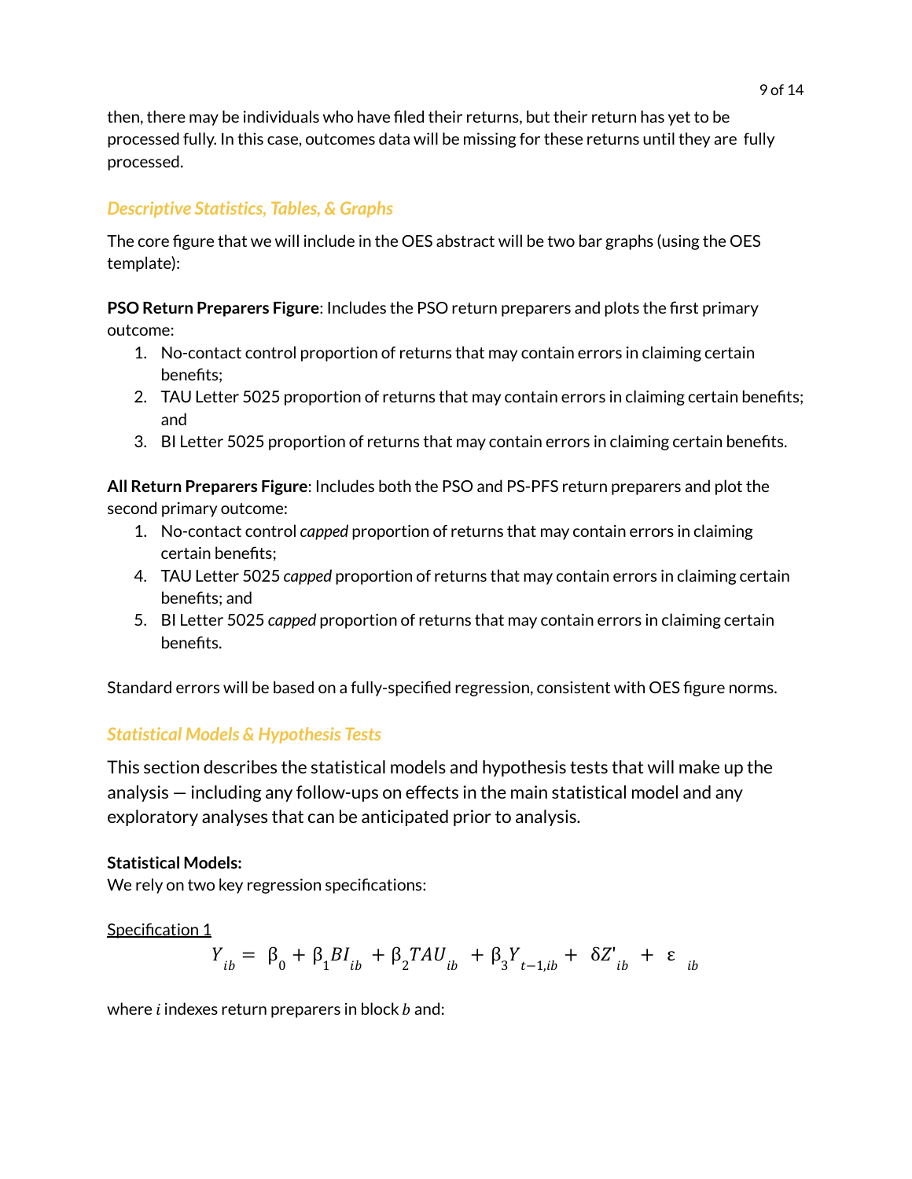then, there may be individuals who have filed their returns, but their return has yet to be processed fully. In this case, outcomes data will be missing for these returns until they are fully processed.

### *Descriptive Statistics, Tables, & Graphs*

The core figure that we will include in the OES abstract will be two bar graphs (using the OES template):

**PSO Return Preparers Figure**: Includes the PSO return preparers and plots the first primary outcome:

1. No-contact control proportion of returns that may contain errors in claiming certain benefits;
2. TAU Letter 5025 proportion of returns that may contain errors in claiming certain benefits; and
3. BI Letter 5025 proportion of returns that may contain errors in claiming certain benefits.

**All Return Preparers Figure**: Includes both the PSO and PS-PFS return preparers and plot the second primary outcome:

1. No-contact control *capped* proportion of returns that may contain errors in claiming certain benefits;
4. TAU Letter 5025 *capped* proportion of returns that may contain errors in claiming certain benefits; and
5. BI Letter 5025 *capped* proportion of returns that may contain errors in claiming certain benefits.

Standard errors will be based on a fully-specified regression, consistent with OES figure norms.

### *Statistical Models & Hypothesis Tests*

This section describes the statistical models and hypothesis tests that will make up the analysis — including any follow-ups on effects in the main statistical model and any exploratory analyses that can be anticipated prior to analysis.

**Statistical Models:**
We rely on two key regression specifications:

<u>Specification 1</u>

$$Y_{ib} = \beta_0 + \beta_1 BI_{ib} + \beta_2 TAU_{ib} + \beta_3 Y_{t-1,ib} + \delta Z'_{ib} + \varepsilon_{ib}$$

where $i$ indexes return preparers in block $b$ and: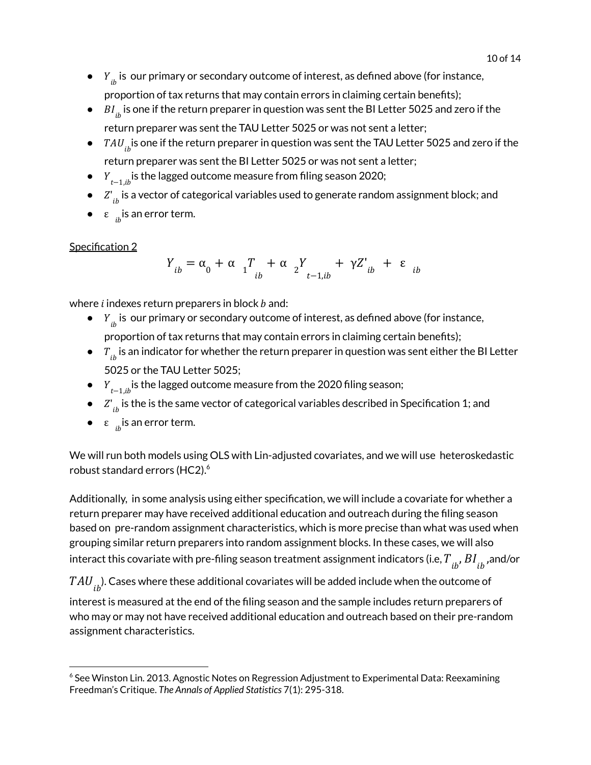- $Y_{ib}$ is our primary or secondary outcome of interest, as defined above (for instance, proportion of tax returns that may contain errors in claiming certain benefits);
- $BI_{ib}$ is one if the return preparer in question was sent the BI Letter 5025 and zero if the return preparer was sent the TAU Letter 5025 or was not sent a letter;
- $TAU_{ib}$ is one if the return preparer in question was sent the TAU Letter 5025 and zero if the return preparer was sent the BI Letter 5025 or was not sent a letter;
- $Y_{t-1,ib}$ is the lagged outcome measure from filing season 2020;
- $Z'_{ib}$ is a vector of categorical variables used to generate random assignment block; and
- $\varepsilon_{ib}$ is an error term.

<u>Specification 2</u>

$$Y_{ib} = \alpha_0 + \alpha_1 T_{ib} + \alpha_2 Y_{t-1,ib} + \gamma Z'_{ib} + \varepsilon_{ib}$$

where $i$ indexes return preparers in block $b$ and:

- $Y_{ib}$ is our primary or secondary outcome of interest, as defined above (for instance, proportion of tax returns that may contain errors in claiming certain benefits);
- $T_{ib}$ is an indicator for whether the return preparer in question was sent either the BI Letter 5025 or the TAU Letter 5025;
- $Y_{t-1,ib}$ is the lagged outcome measure from the 2020 filing season;
- $Z'_{ib}$ is the is the same vector of categorical variables described in Specification 1; and
- $\varepsilon_{ib}$ is an error term.

We will run both models using OLS with Lin-adjusted covariates, and we will use heteroskedastic robust standard errors (HC2).[6]

Additionally, in some analysis using either specification, we will include a covariate for whether a return preparer may have received additional education and outreach during the filing season based on pre-random assignment characteristics, which is more precise than what was used when grouping similar return preparers into random assignment blocks. In these cases, we will also interact this covariate with pre-filing season treatment assignment indicators (i.e, $T_{ib}$, $BI_{ib}$, and/or $TAU_{ib}$). Cases where these additional covariates will be added include when the outcome of interest is measured at the end of the filing season and the sample includes return preparers of who may or may not have received additional education and outreach based on their pre-random assignment characteristics.

[6] See Winston Lin. 2013. Agnostic Notes on Regression Adjustment to Experimental Data: Reexamining Freedman's Critique. *The Annals of Applied Statistics* 7(1): 295-318.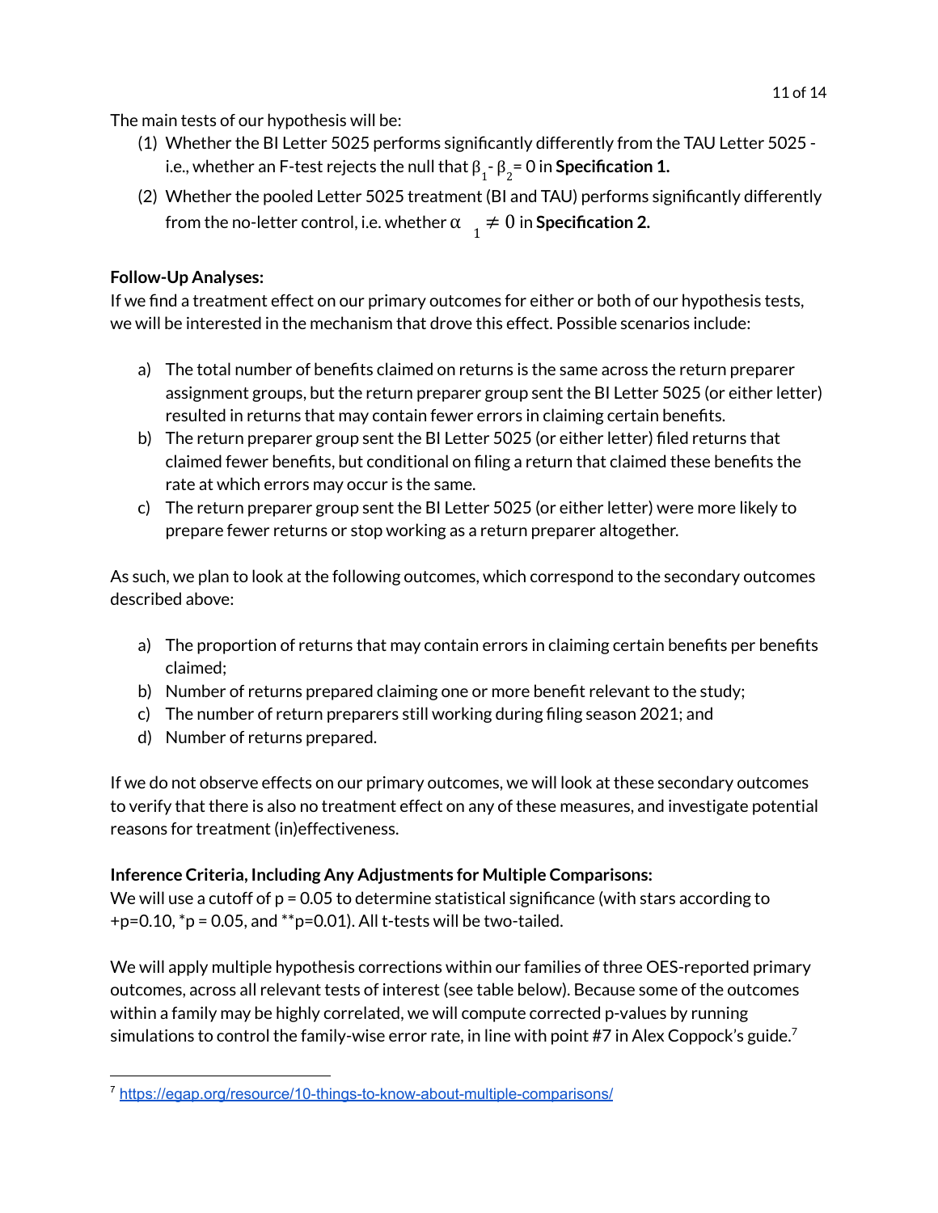The main tests of our hypothesis will be:

(1) Whether the BI Letter 5025 performs significantly differently from the TAU Letter 5025 - i.e., whether an F-test rejects the null that $\beta_1 - \beta_2 = 0$ in **Specification 1.**

(2) Whether the pooled Letter 5025 treatment (BI and TAU) performs significantly differently from the no-letter control, i.e. whether $\alpha_1 \neq 0$ in **Specification 2.**

**Follow-Up Analyses:**

If we find a treatment effect on our primary outcomes for either or both of our hypothesis tests, we will be interested in the mechanism that drove this effect. Possible scenarios include:

a) The total number of benefits claimed on returns is the same across the return preparer assignment groups, but the return preparer group sent the BI Letter 5025 (or either letter) resulted in returns that may contain fewer errors in claiming certain benefits.

b) The return preparer group sent the BI Letter 5025 (or either letter) filed returns that claimed fewer benefits, but conditional on filing a return that claimed these benefits the rate at which errors may occur is the same.

c) The return preparer group sent the BI Letter 5025 (or either letter) were more likely to prepare fewer returns or stop working as a return preparer altogether.

As such, we plan to look at the following outcomes, which correspond to the secondary outcomes described above:

a) The proportion of returns that may contain errors in claiming certain benefits per benefits claimed;

b) Number of returns prepared claiming one or more benefit relevant to the study;

c) The number of return preparers still working during filing season 2021; and

d) Number of returns prepared.

If we do not observe effects on our primary outcomes, we will look at these secondary outcomes to verify that there is also no treatment effect on any of these measures, and investigate potential reasons for treatment (in)effectiveness.

**Inference Criteria, Including Any Adjustments for Multiple Comparisons:**

We will use a cutoff of p = 0.05 to determine statistical significance (with stars according to +p=0.10, *p = 0.05, and **p=0.01). All t-tests will be two-tailed.

We will apply multiple hypothesis corrections within our families of three OES-reported primary outcomes, across all relevant tests of interest (see table below). Because some of the outcomes within a family may be highly correlated, we will compute corrected p-values by running simulations to control the family-wise error rate, in line with point #7 in Alex Coppock's guide.[7]

[7] https://egap.org/resource/10-things-to-know-about-multiple-comparisons/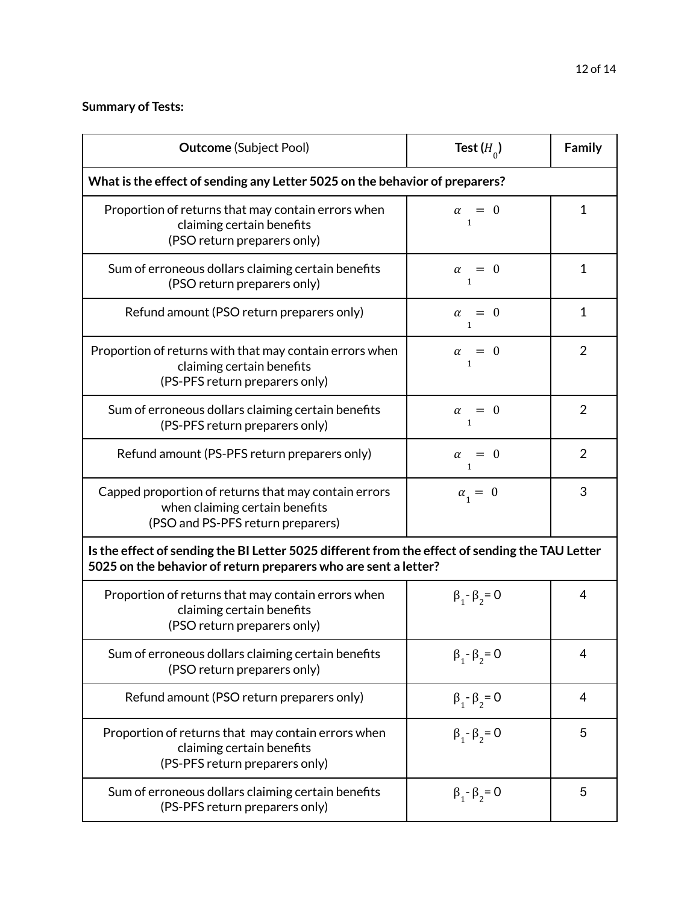**Summary of Tests:**

| **Outcome** (Subject Pool) | **Test ($H_0$)** | **Family** |
|---|---|---|
| **What is the effect of sending any Letter 5025 on the behavior of preparers?** | | |
| Proportion of returns that may contain errors when claiming certain benefits (PSO return preparers only) | $\alpha_1 = 0$ | 1 |
| Sum of erroneous dollars claiming certain benefits (PSO return preparers only) | $\alpha_1 = 0$ | 1 |
| Refund amount (PSO return preparers only) | $\alpha_1 = 0$ | 1 |
| Proportion of returns with that may contain errors when claiming certain benefits (PS-PFS return preparers only) | $\alpha_1 = 0$ | 2 |
| Sum of erroneous dollars claiming certain benefits (PS-PFS return preparers only) | $\alpha_1 = 0$ | 2 |
| Refund amount (PS-PFS return preparers only) | $\alpha_1 = 0$ | 2 |
| Capped proportion of returns that may contain errors when claiming certain benefits (PSO and PS-PFS return preparers) | $\alpha_1 = 0$ | 3 |
| **Is the effect of sending the BI Letter 5025 different from the effect of sending the TAU Letter 5025 on the behavior of return preparers who are sent a letter?** | | |
| Proportion of returns that may contain errors when claiming certain benefits (PSO return preparers only) | $\beta_1 - \beta_2 = 0$ | 4 |
| Sum of erroneous dollars claiming certain benefits (PSO return preparers only) | $\beta_1 - \beta_2 = 0$ | 4 |
| Refund amount (PSO return preparers only) | $\beta_1 - \beta_2 = 0$ | 4 |
| Proportion of returns that may contain errors when claiming certain benefits (PS-PFS return preparers only) | $\beta_1 - \beta_2 = 0$ | 5 |
| Sum of erroneous dollars claiming certain benefits (PS-PFS return preparers only) | $\beta_1 - \beta_2 = 0$ | 5 |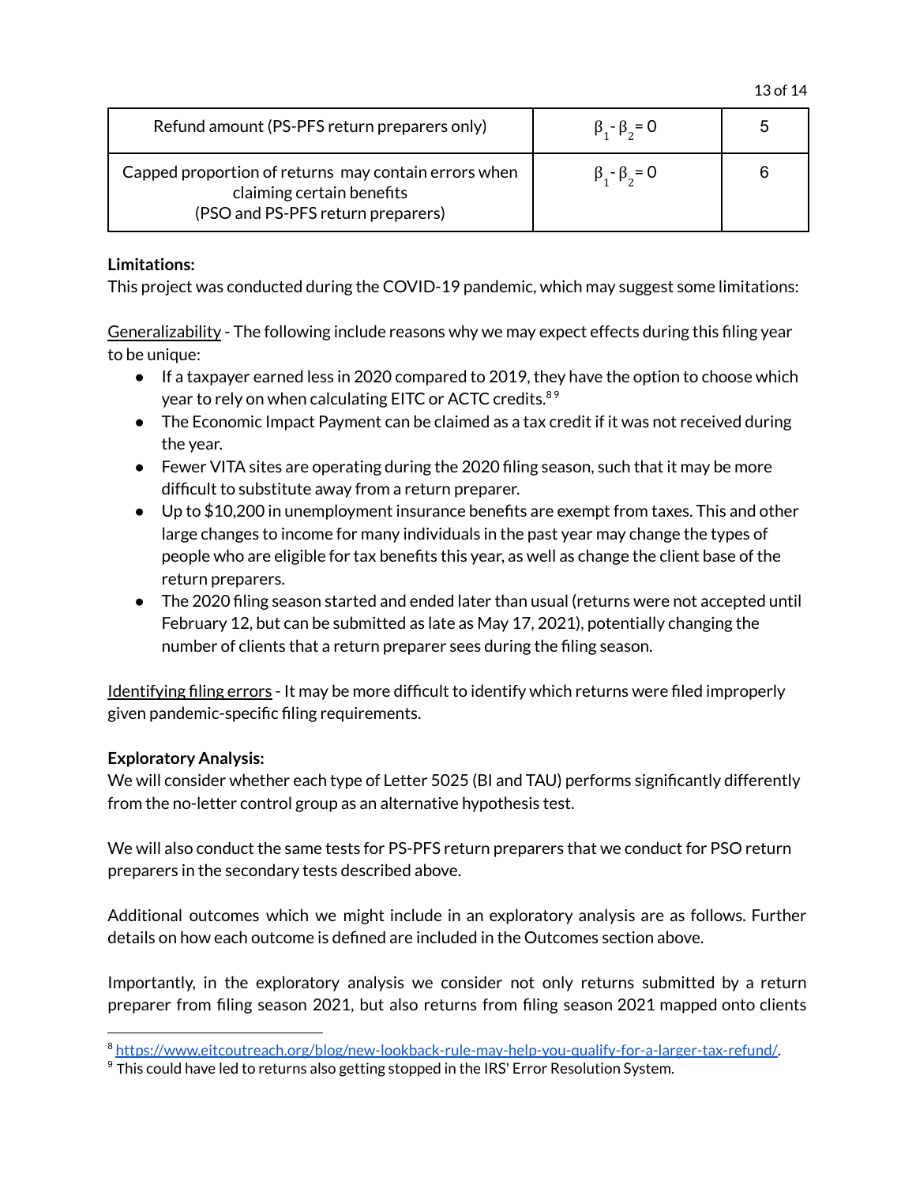| Refund amount (PS-PFS return preparers only) | $\beta_1 - \beta_2 = 0$ | 5 |
|---|---|---|
| Capped proportion of returns may contain errors when claiming certain benefits (PSO and PS-PFS return preparers) | $\beta_1 - \beta_2 = 0$ | 6 |

**Limitations:**
This project was conducted during the COVID-19 pandemic, which may suggest some limitations:

Generalizability - The following include reasons why we may expect effects during this filing year to be unique:

- If a taxpayer earned less in 2020 compared to 2019, they have the option to choose which year to rely on when calculating EITC or ACTC credits.[8 9]
- The Economic Impact Payment can be claimed as a tax credit if it was not received during the year.
- Fewer VITA sites are operating during the 2020 filing season, such that it may be more difficult to substitute away from a return preparer.
- Up to $10,200 in unemployment insurance benefits are exempt from taxes. This and other large changes to income for many individuals in the past year may change the types of people who are eligible for tax benefits this year, as well as change the client base of the return preparers.
- The 2020 filing season started and ended later than usual (returns were not accepted until February 12, but can be submitted as late as May 17, 2021), potentially changing the number of clients that a return preparer sees during the filing season.

Identifying filing errors - It may be more difficult to identify which returns were filed improperly given pandemic-specific filing requirements.

**Exploratory Analysis:**
We will consider whether each type of Letter 5025 (BI and TAU) performs significantly differently from the no-letter control group as an alternative hypothesis test.

We will also conduct the same tests for PS-PFS return preparers that we conduct for PSO return preparers in the secondary tests described above.

Additional outcomes which we might include in an exploratory analysis are as follows. Further details on how each outcome is defined are included in the Outcomes section above.

Importantly, in the exploratory analysis we consider not only returns submitted by a return preparer from filing season 2021, but also returns from filing season 2021 mapped onto clients

[8] https://www.eitcoutreach.org/blog/new-lookback-rule-may-help-you-qualify-for-a-larger-tax-refund/.
[9] This could have led to returns also getting stopped in the IRS' Error Resolution System.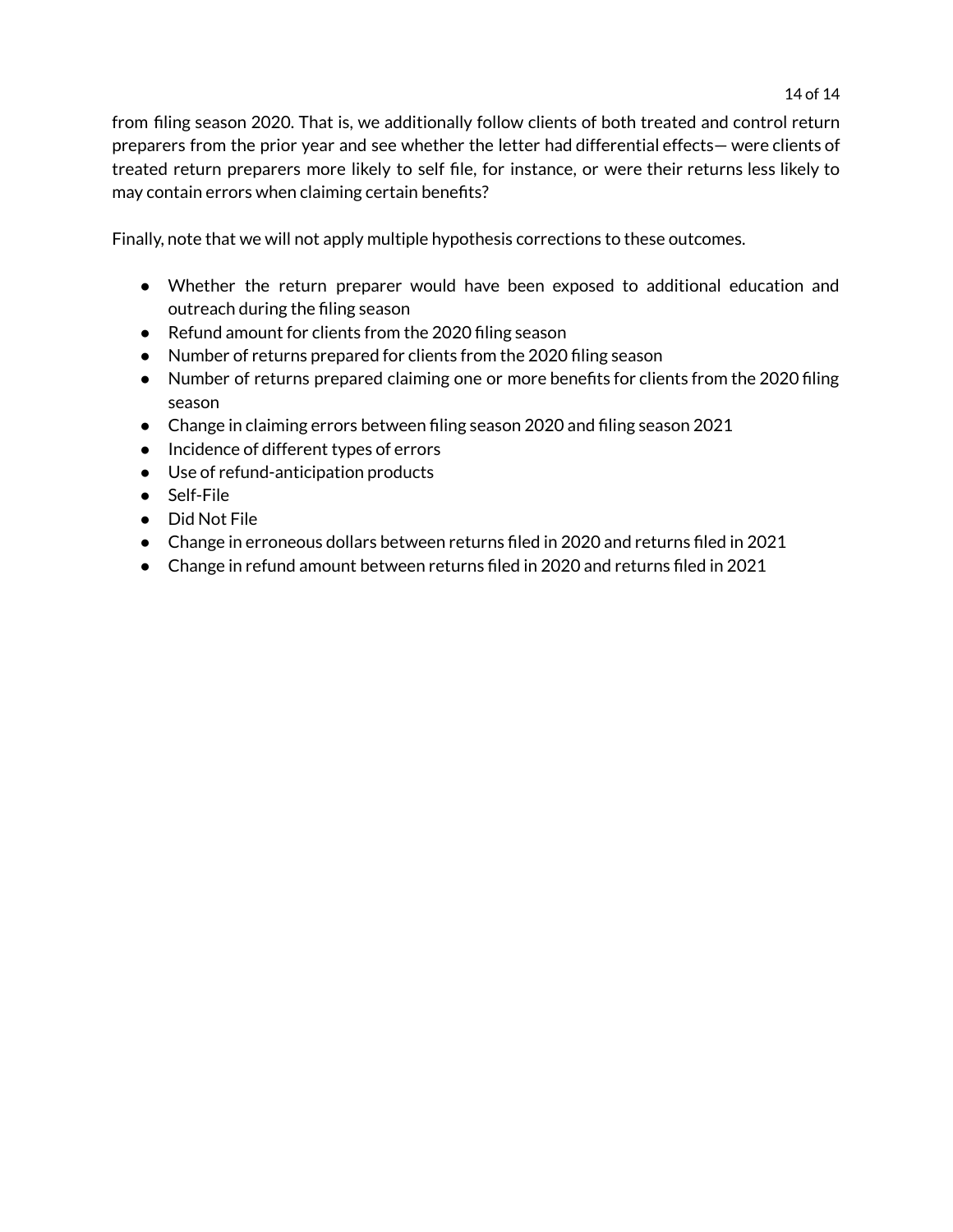from filing season 2020. That is, we additionally follow clients of both treated and control return preparers from the prior year and see whether the letter had differential effects— were clients of treated return preparers more likely to self file, for instance, or were their returns less likely to may contain errors when claiming certain benefits?

Finally, note that we will not apply multiple hypothesis corrections to these outcomes.

- Whether the return preparer would have been exposed to additional education and outreach during the filing season
- Refund amount for clients from the 2020 filing season
- Number of returns prepared for clients from the 2020 filing season
- Number of returns prepared claiming one or more benefits for clients from the 2020 filing season
- Change in claiming errors between filing season 2020 and filing season 2021
- Incidence of different types of errors
- Use of refund-anticipation products
- Self-File
- Did Not File
- Change in erroneous dollars between returns filed in 2020 and returns filed in 2021
- Change in refund amount between returns filed in 2020 and returns filed in 2021